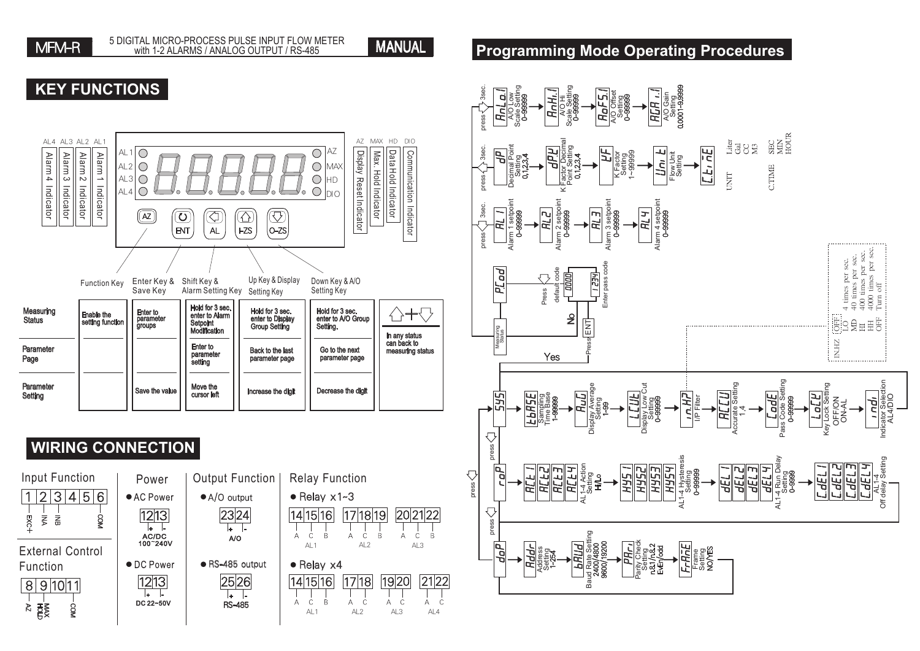# MFM-R

5 DIGITAL MICRO-PROCESS PULSE INPUT FLOW METER with 1-2 ALARMS / ANALOG OUTPUT / RS-485

**MANUAL**

## KEY FUNCTIONS

Indicators:

- AL1 – Alarm 1 Indicator
- AL2 – Alarm 2 Indicator
- AL3 – Alarm 3 Indicator
- AL4 – Alarm 4 Indicator
- AZ – Display Reset Indicator
- MAX – Max. Hold Indicator
- HD – Data Hold Indicator
- DIO – Communication Indicator

Keys: AZ, ENT, AL, I-ZS, O-ZS

| | Function Key | Enter Key & Save Key | Shift Key & Alarm Setting Key | Up Key & Display Setting Key | Down Key & A/O Setting Key | ⇧+⇩ |
|---|---|---|---|---|---|---|
| Measuring Status | Enable the setting function | Enter to parameter groups | Hold for 3 sec, enter to Alarm Setpoint Modification | Hold for 3 sec. enter to Display Group Setting | Hold for 3 sec. enter to A/O Group Setting. | In any status can back to measuring status |
| Parameter Page | | | Enter to parameter setting | Back to the last parameter page | Go to the next parameter page | |
| Parameter Setting | | Save the value | Move the cursor left | Increase the digit | Decrease the digit | |

## WIRING CONNECTION

**Input Function**

1 – EXC+, 2 – INA, 3 – INB, 6 – COM

**External Control Function**

8 – AZ, 9 – MAX HOLD, 11 – COM

**Power**

- AC Power: 12 (+), 13 (-) — AC/DC 100~240V
- DC Power: 12 (+), 13 (-) — DC 22~50V

**Output Function**

- A/O output: 23 (+), 24 (-) — A/O
- RS-485 output: 25 (+), 26 (-) — RS-485

**Relay Function**

- Relay x1~3: 14 15 16 (A C B) AL1; 17 18 19 (A C B) AL2; 20 21 22 (A C B) AL3
- Relay x4: 14 15 16 (A C B) AL1; 17 18 (A C) AL2; 19 20 (A C) AL3; 21 22 (A C) AL4

## Programming Mode Operating Procedures

**A/O group (press ⇩ 3sec.):**
AnLo.l – A/O Low Scale Setting 0~99999 → AnHi.l – A/O Hi Scale Setting 0~99999 → AoFS.l – A/O Offset Setting 0~99999 → AGA.l – A/O Gain Setting 0.0001~9.9999

**Display group (press ⇧ 3sec.):**
dP – Decimal Point Setting 0,1,2,3,4 → dPk – K Factor Decimal Point Setting 0,1,2,3,4 → kF – K Factor Setting 1~99999 → Unit – Flow Unit Setting → C.tinE

UNIT: Liter, Gal, CC, M3

C.TIME: SEC, MIN, HOUR

**Alarm group (press ◁ 3sec.):**
AL1 – Alarm 1 setpoint 0~99999 → AL2 – Alarm 2 setpoint 0~99999 → AL3 – Alarm 3 setpoint 0~99999 → AL4 – Alarm 4 setpoint 0~99999

**Pass code:**
PCod – Press ⇩ default code 0000 / Enter pass code 1234 – Press ENT: No → Measuring Status; Yes → parameter groups

**SYS group:**
tbASE – Sampling Time Base 1~99999 → AvG – Display Average Setting 1~99 → LCUt – Display Low Cut Setting 0~99999 → in.HZ – I/P Filter → ACCU – Accurate Setting 1,4 → CodE – Pass Code Setting 0~99999 → LoCk – Key Lock Setting OFF/ON ON-AL → indi – Indicator Selection AL4/DIO

IN.HZ: OFF
- LO – 4 times per sec.
- MD – 40 times per sec.
- HI – 400 times per sec.
- HH – 4000 times per sec.
- OFF – Turn off

**roP group (press ⇩):**
ACt1, ACt2, ACt3, ACt4 – AL1-4 Action Setting Hi/Lo → HyS1, HyS2, HyS3, HyS4 – AL1-4 Hysteresis Setting 0~99999 → dEL1, dEL2, dEL3, dEL4 – AL1-4 Run Delay Setting 0~9999 → C.dEL1, C.dEL2, C.dEL3, C.dEL4 – AL1-4 Off delay Setting

**doP group (press ⇩):**
Addr – Address Setting 1~254 → bAUd – Baud Rate Setting 2400/4800 9600/19200 → PAri – Parity Check Setting n.8.1/n.8.2 EVEn/odd → FrAnE – Frame Setting NO/YES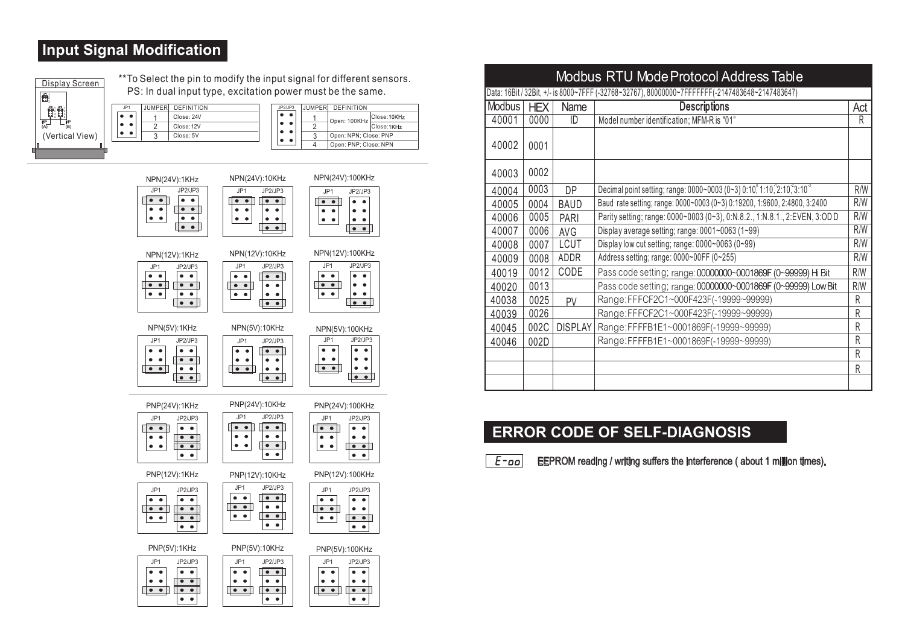## Input Signal Modification

Display Screen

(Vertical View)

**To Select the pin to modify the input signal for different sensors.
PS: In dual input type, excitation power must be the same.

| JP1 | JUMPER | DEFINITION |
|---|---|---|
| | 1 | Close: 24V |
| | 2 | Close: 12V |
| | 3 | Close: 5V |

| JP2/JP3 | JUMPER | DEFINITION | |
|---|---|---|---|
| | 1 | Open: 100KHz | Close: 10KHz |
| | 2 | | Close: 1KHz |
| | 3 | Open: NPN; Close: PNP | |
| | 4 | Open: PNP; Close: NPN | |

NPN(24V):1KHz JP1 JP2/JP3 — NPN(24V):10KHz JP1 JP2/JP3 — NPN(24V):100KHz JP1 JP2/JP3

NPN(12V):1KHz JP1 JP2/JP3 — NPN(12V):10KHz JP1 JP2/JP3 — NPN(12V):100KHz JP1 JP2/JP3

NPN(5V):1KHz JP1 JP2/JP3 — NPN(5V):10KHz JP1 JP2/JP3 — NPN(5V):100KHz JP1 JP2/JP3

PNP(24V):1KHz JP1 JP2/JP3 — PNP(24V):10KHz JP1 JP2/JP3 — PNP(24V):100KHz JP1 JP2/JP3

PNP(12V):1KHz JP1 JP2/JP3 — PNP(12V):10KHz JP1 JP2/JP3 — PNP(12V):100KHz JP1 JP2/JP3

PNP(5V):1KHz JP1 JP2/JP3 — PNP(5V):10KHz JP1 JP2/JP3 — PNP(5V):100KHz JP1 JP2/JP3

## Modbus RTU Mode Protocol Address Table

Data: 16Bit / 32Bit, +/- is 8000~7FFF (-32768~32767), 80000000~7FFFFFFF(-2147483648~2147483647)

| Modbus | HEX | Name | Descriptions | Act |
|---|---|---|---|---|
| 40001 | 0000 | ID | Model number identification; MFM-R is "01" | R |
| 40002 | 0001 | | | |
| 40003 | 0002 | | | |
| 40004 | 0003 | DP | Decimal point setting; range: 0000~0003 (0~3) 0:10⁰, 1:10⁻¹, 2:10⁻², 3:10⁻³ | R/W |
| 40005 | 0004 | BAUD | Baud rate setting; range: 0000~0003 (0~3) 0:19200, 1:9600, 2:4800, 3:2400 | R/W |
| 40006 | 0005 | PARI | Parity setting; range: 0000~0003 (0~3), 0:N.8.2., 1:N.8.1., 2:EVEN, 3:ODD | R/W |
| 40007 | 0006 | AVG | Display average setting; range: 0001~0063 (1~99) | R/W |
| 40008 | 0007 | LCUT | Display low cut setting; range: 0000~0063 (0~99) | R/W |
| 40009 | 0008 | ADDR | Address setting; range: 0000~00FF (0~255) | R/W |
| 40019 | 0012 | CODE | Pass code setting; range: 00000000~0001869F (0~99999) Hi Bit | R/W |
| 40020 | 0013 | | Pass code setting; range: 00000000~0001869F (0~99999) Low Bit | R/W |
| 40038 | 0025 | PV | Range: FFFCF2C1~000F423F(-19999~99999) | R |
| 40039 | 0026 | | Range: FFFCF2C1~000F423F(-19999~99999) | R |
| 40045 | 002C | DISPLAY | Range: FFFFB1E1~0001869F(-19999~99999) | R |
| 40046 | 002D | | Range: FFFFB1E1~0001869F(-19999~99999) | R |
| | | | | R |
| | | | | R |
| | | | | |

## ERROR CODE OF SELF-DIAGNOSIS

E-oo EEPROM reading / writing suffers the interference ( about 1 million times).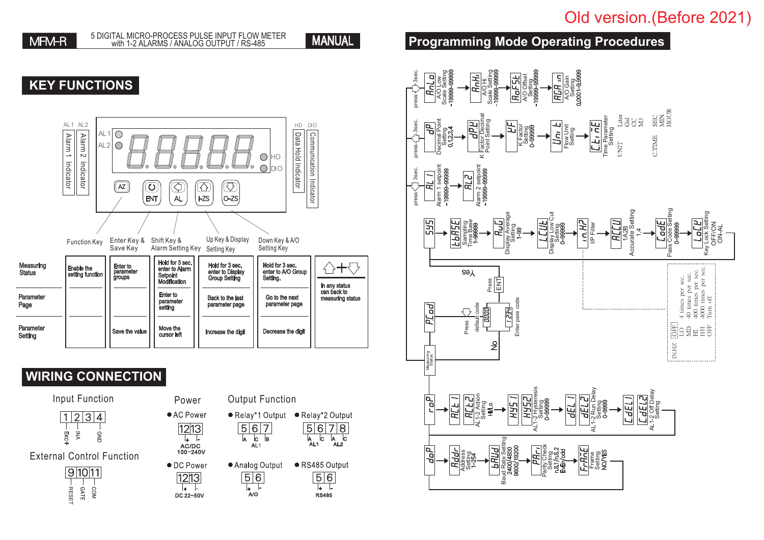Old version.(Before 2021)

MFM-R — 5 DIGITAL MICRO-PROCESS PULSE INPUT FLOW METER with 1-2 ALARMS / ANALOG OUTPUT / RS-485 — MANUAL

## KEY FUNCTIONS

AL1 Alarm 1 Indicator
AL2 Alarm 2 Indicator
HD Data Hold Indicator
DIO Communication Indicator

Keys: AZ, ENT, AL, I-ZS, O-ZS

| | Function Key | Enter Key & Save Key | Shift Key & Alarm Setting Key | Up Key & Display Setting Key | Down Key & A/O Setting Key | ⇧+⇩ |
|---|---|---|---|---|---|---|
| Measuring Status | Enable the setting function | Enter to parameter groups | Hold for 3 sec. enter to Alarm Setpoint Modification | Hold for 3 sec. enter to Display Group Setting | Hold for 3 sec. enter to A/O Group Setting. | In any status can back to measuring status |
| Parameter Page | | | Enter to parameter setting | Back to the last parameter page | Go to the next parameter page | |
| Parameter Setting | | Save the value | Move the cursor left | Increase the digit | Decrease the digit | |

## WIRING CONNECTION

**Input Function**: 1 2 3 4 — EXC+, INA, GND

**External Control Function**: 9 10 11 — RESET, GATE, COM

**Power**
- AC Power: 12 13 (+ / -) AC/DC 100~240V
- DC Power: 12 13 (+ / -) DC 22~50V

**Output Function**
- Relay*1 Output: 5 6 7 — A, C, B (AL1)
- Relay*2 Output: 5 6 7 8 — A, C (AL1), A, C (AL2)
- Analog Output: 5 6 (+ / -) A/O
- RS485 Output: 5 6 (+ / -) RS485

## Programming Mode Operating Procedures

**A/O group (press ⇩ 3sec.):**
- AnLo — A/O Low Scale Setting -19999~99999
- AnHi — A/O Hi Scale Setting -19999~99999
- AoFSt — A/O Offset Setting -19999~99999
- AGAin — A/O Gain Setting 0.0001~9.9999

**Display group (press ⇧ 3sec.):**
- dP — Decimal Point Setting 0,1,2,3,4
- dPU — K Factor Decimal Point Setting
- UF — K Factor Setting 0~99999
- Unit — Flow Unit Setting (UNIT: Liter, Gal, CC, M3)
- CtinE — Time Parameter Setting (C.TIME: SEC, MIN, HOUR)

**Alarm group (press AL 3sec.):**
- AL1 — Alarm 1 setpoint -19999~99999
- AL2 — Alarm 2 setpoint -19999~99999

**SYS group:**
- tbASE — Sampling Time Base Setting 1~99999
- AuG — Display Average Setting 1~99
- LCUt — Display Low Cut Setting 0~99999
- in.HZ — I/P Filter
- ACCU — Accurate Setting 1A2B 1,4
- CodE — Pass Code Setting 0~99999
- LoCY — Key Lock Setting OFF/ON ON-AL

IN.HZ: OFF Turn off; LO 4 times per sec.; MD 40 times per sec.; HI 400 times per sec.; HH 4000 times per sec.

**PCod:** Press ⇩ default code 0000 / Enter pass code 1234; Press ENT — Yes / No → Measuring Status

**roP group:**
- ACt1, ACt2 — AL1-2 Action Setting Hi/Lo
- HYS1, HYS2 — AL1-2 Hysteresis Setting 0~99999
- dEL1, dEL2 — AL1-2 Run Delay Setting 0~9999
- CdEL1, CdEL2 — AL1-2 Off Delay Setting

**doP group:**
- Addr — Address Setting 1-254
- bAUd — Baud Rate Setting 2400/4800 9600/19200
- PAri — Parity Check Setting n.8.1/n.8.2 EVEN/odd
- FrAnE — Frame Setting NO/YES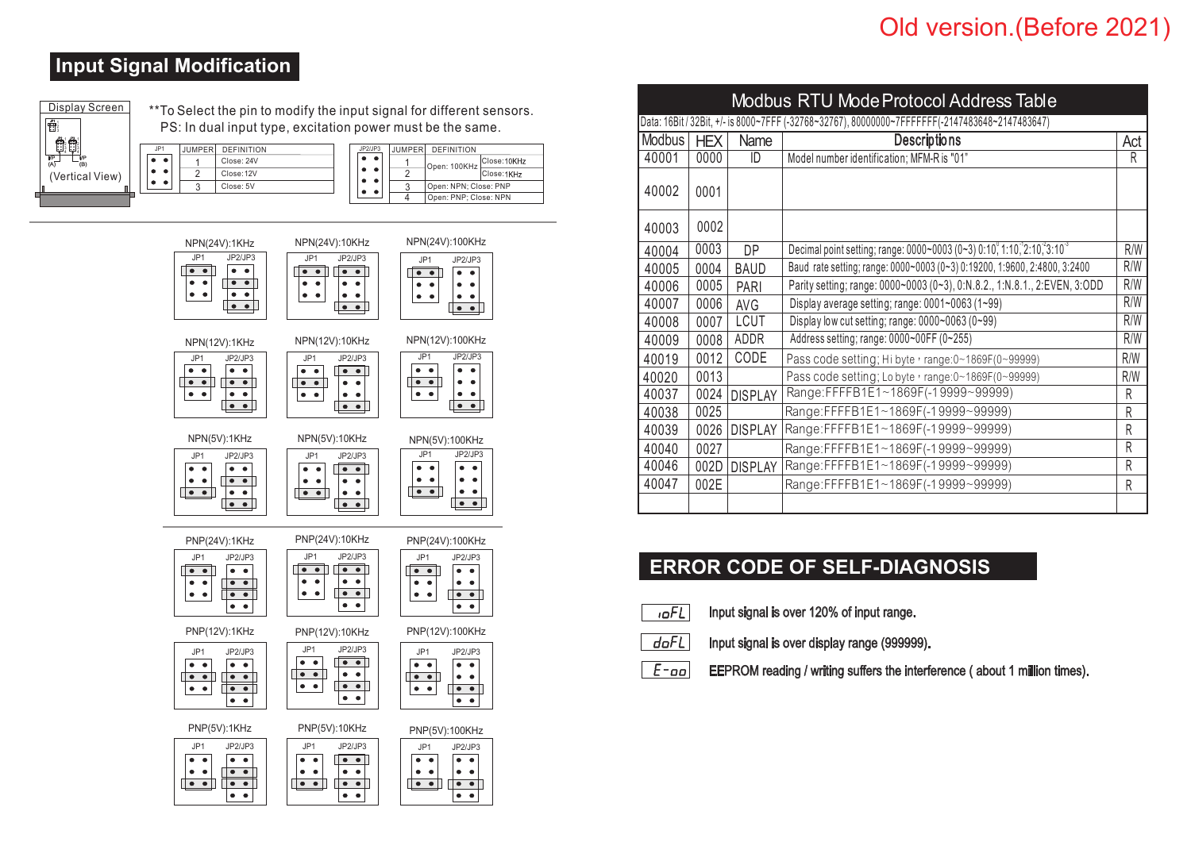Old version.(Before 2021)

## Input Signal Modification

Display Screen

(Vertical View)

**To Select the pin to modify the input signal for different sensors.
PS: In dual input type, excitation power must be the same.

| JP1 JUMPER | DEFINITION |
|---|---|
| 1 | Close: 24V |
| 2 | Close:12V |
| 3 | Close: 5V |

| JP2/JP3 JUMPER | DEFINITION | |
|---|---|---|
| 1 | Open: 100KHz | Close:10KHz |
| 2 | | Close:1KHz |
| 3 | Open: NPN; Close: PNP | |
| 4 | Open: PNP; Close: NPN | |

NPN(24V):1KHz — JP1 — JP2/JP3
NPN(24V):10KHz — JP1 — JP2/JP3
NPN(24V):100KHz — JP1 — JP2/JP3
NPN(12V):1KHz — JP1 — JP2/JP3
NPN(12V):10KHz — JP1 — JP2/JP3
NPN(12V):100KHz — JP1 — JP2/JP3
NPN(5V):1KHz — JP1 — JP2/JP3
NPN(5V):10KHz — JP1 — JP2/JP3
NPN(5V):100KHz — JP1 — JP2/JP3
PNP(24V):1KHz — JP1 — JP2/JP3
PNP(24V):10KHz — JP1 — JP2/JP3
PNP(24V):100KHz — JP1 — JP2/JP3
PNP(12V):1KHz — JP1 — JP2/JP3
PNP(12V):10KHz — JP1 — JP2/JP3
PNP(12V):100KHz — JP1 — JP2/JP3
PNP(5V):1KHz — JP1 — JP2/JP3
PNP(5V):10KHz — JP1 — JP2/JP3
PNP(5V):100KHz — JP1 — JP2/JP3

## Modbus RTU Mode Protocol Address Table

Data: 16Bit / 32Bit, +/- is 8000~7FFF (-32768~32767), 80000000~7FFFFFFF(-2147483648~2147483647)

| Modbus | HEX | Name | Descriptions | Act |
|---|---|---|---|---|
| 40001 | 0000 | ID | Model number identification; MFM-R is "01" | R |
| 40002 | 0001 | | | |
| 40003 | 0002 | | | |
| 40004 | 0003 | DP | Decimal point setting; range: 0000~0003 (0~3) 0:10⁰, 1:10¹, 2:10², 3:10³ | R/W |
| 40005 | 0004 | BAUD | Baud rate setting; range: 0000~0003 (0~3) 0:19200, 1:9600, 2:4800, 3:2400 | R/W |
| 40006 | 0005 | PARI | Parity setting; range: 0000~0003 (0~3), 0:N.8.2., 1:N.8.1., 2:EVEN, 3:ODD | R/W |
| 40007 | 0006 | AVG | Display average setting; range: 0001~0063 (1~99) | R/W |
| 40008 | 0007 | LCUT | Display low cut setting; range: 0000~0063 (0~99) | R/W |
| 40009 | 0008 | ADDR | Address setting; range: 0000~00FF (0~255) | R/W |
| 40019 | 0012 | CODE | Pass code setting; Hi byte, range:0~1869F(0~99999) | R/W |
| 40020 | 0013 | | Pass code setting; Lo byte, range:0~1869F(0~99999) | R/W |
| 40037 | 0024 | DISPLAY | Range:FFFFB1E1~1869F(-19999~99999) | R |
| 40038 | 0025 | | Range:FFFFB1E1~1869F(-19999~99999) | R |
| 40039 | 0026 | DISPLAY | Range:FFFFB1E1~1869F(-19999~99999) | R |
| 40040 | 0027 | | Range:FFFFB1E1~1869F(-19999~99999) | R |
| 40046 | 002D | DISPLAY | Range:FFFFB1E1~1869F(-19999~99999) | R |
| 40047 | 002E | | Range:FFFFB1E1~1869F(-19999~99999) | R |

## ERROR CODE OF SELF-DIAGNOSIS

| | |
|---|---|
| ioFL | Input signal is over 120% of input range. |
| doFL | Input signal is over display range (999999). |
| E-oo | EEPROM reading / writing suffers the interference ( about 1 million times). |